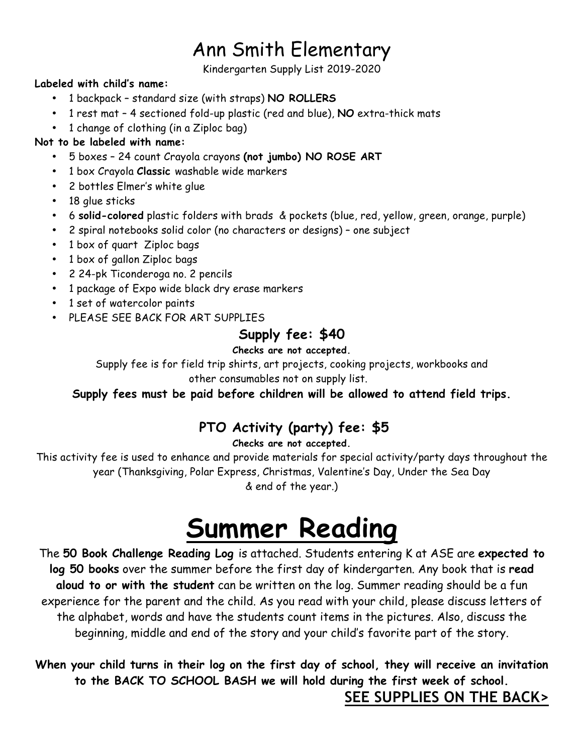# Ann Smith Elementary

Kindergarten Supply List 2019-2020

**Labeled with child's name:**

- 1 backpack – standard size (with straps) **NO ROLLERS**
- 1 rest mat – 4 sectioned fold-up plastic (red and blue), **NO** extra-thick mats
- 1 change of clothing (in a Ziploc bag)

**Not to be labeled with name:**

- 5 boxes – 24 count Crayola crayons **(not jumbo) NO ROSE ART**
- 1 box Crayola **Classic** washable wide markers
- 2 bottles Elmer's white glue
- 18 glue sticks
- 6 **solid-colored** plastic folders with brads & pockets (blue, red, yellow, green, orange, purple)
- 2 spiral notebooks solid color (no characters or designs) – one subject
- 1 box of quart Ziploc bags
- 1 box of gallon Ziploc bags
- 2 24-pk Ticonderoga no. 2 pencils
- 1 package of Expo wide black dry erase markers
- 1 set of watercolor paints
- PLEASE SEE BACK FOR ART SUPPLIES

## Supply fee: $40

**Checks are not accepted.**

Supply fee is for field trip shirts, art projects, cooking projects, workbooks and other consumables not on supply list.

**Supply fees must be paid before children will be allowed to attend field trips.**

## PTO Activity (party) fee: $5

**Checks are not accepted.**

This activity fee is used to enhance and provide materials for special activity/party days throughout the year (Thanksgiving, Polar Express, Christmas, Valentine's Day, Under the Sea Day & end of the year.)

# Summer Reading

The **50 Book Challenge Reading Log** is attached. Students entering K at ASE are **expected to log 50 books** over the summer before the first day of kindergarten. Any book that is **read aloud to or with the student** can be written on the log. Summer reading should be a fun experience for the parent and the child. As you read with your child, please discuss letters of the alphabet, words and have the students count items in the pictures. Also, discuss the beginning, middle and end of the story and your child's favorite part of the story.

**When your child turns in their log on the first day of school, they will receive an invitation to the BACK TO SCHOOL BASH we will hold during the first week of school.**

**SEE SUPPLIES ON THE BACK>**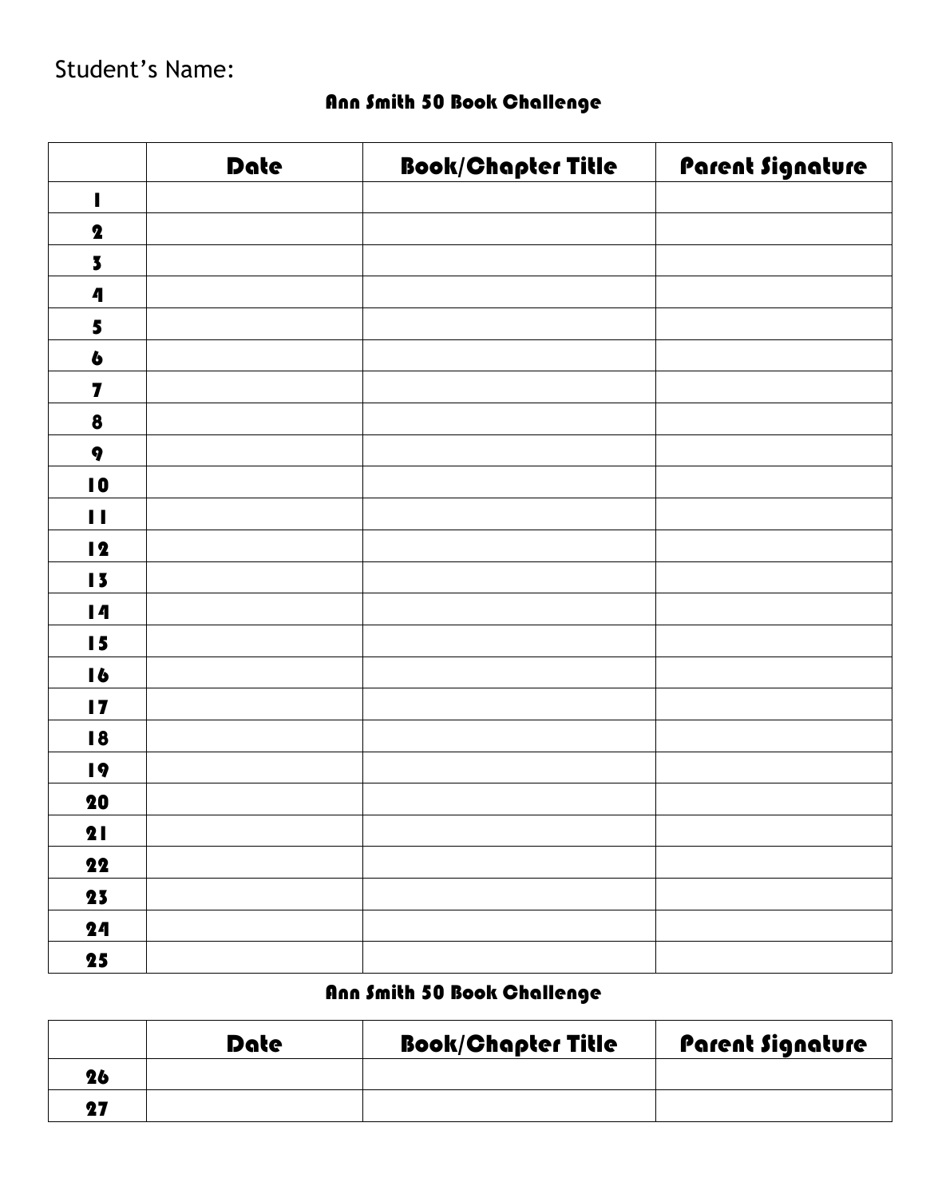Student's Name:

## Ann Smith 50 Book Challenge

| | Date | Book/Chapter Title | Parent Signature |
|---|---|---|---|
| 1 | | | |
| 2 | | | |
| 3 | | | |
| 4 | | | |
| 5 | | | |
| 6 | | | |
| 7 | | | |
| 8 | | | |
| 9 | | | |
| 10 | | | |
| 11 | | | |
| 12 | | | |
| 13 | | | |
| 14 | | | |
| 15 | | | |
| 16 | | | |
| 17 | | | |
| 18 | | | |
| 19 | | | |
| 20 | | | |
| 21 | | | |
| 22 | | | |
| 23 | | | |
| 24 | | | |
| 25 | | | |

## Ann Smith 50 Book Challenge

| | Date | Book/Chapter Title | Parent Signature |
|---|---|---|---|
| 26 | | | |
| 27 | | | |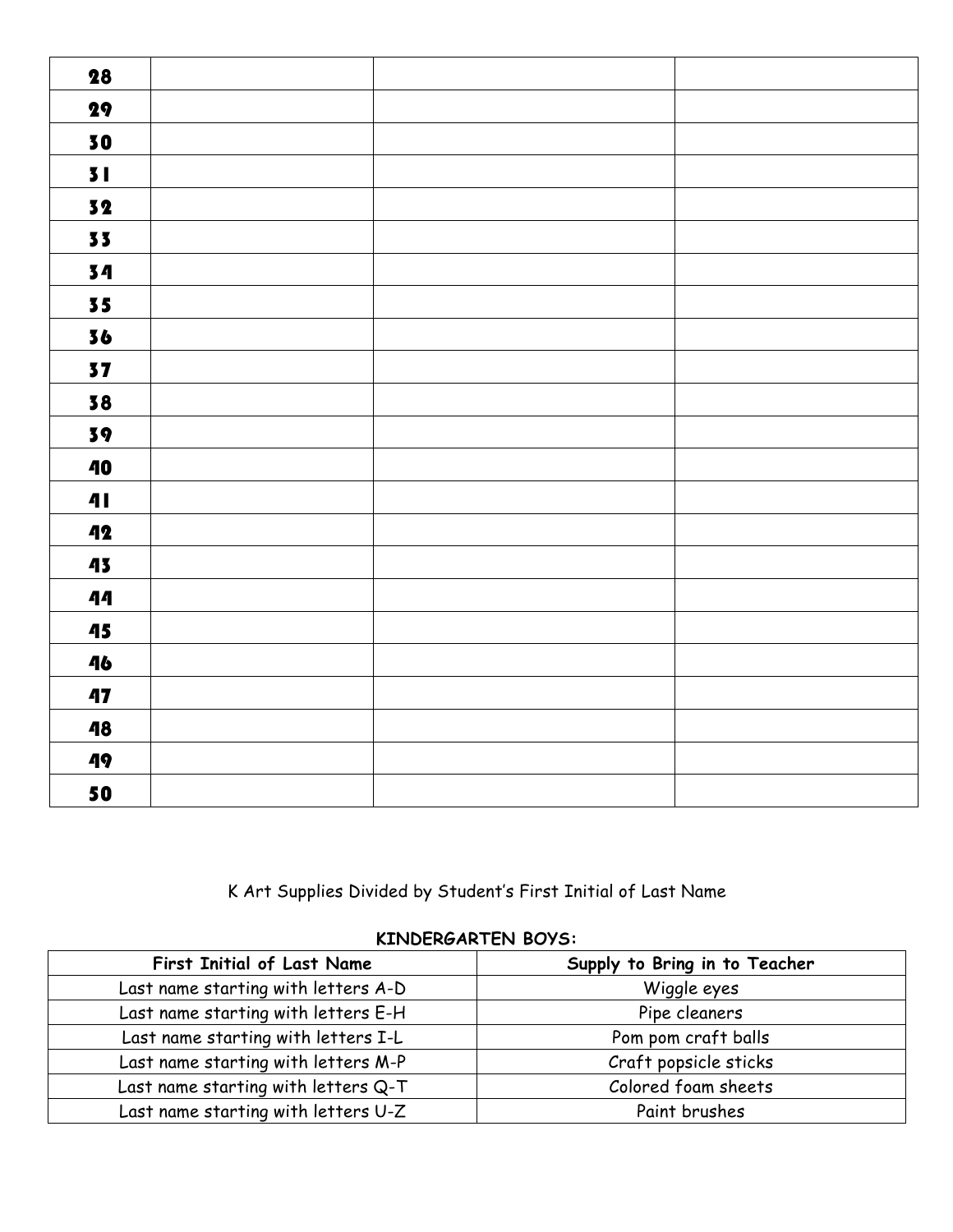| 28 | | | |
|---|---|---|---|
| 29 | | | |
| 30 | | | |
| 31 | | | |
| 32 | | | |
| 33 | | | |
| 34 | | | |
| 35 | | | |
| 36 | | | |
| 37 | | | |
| 38 | | | |
| 39 | | | |
| 40 | | | |
| 41 | | | |
| 42 | | | |
| 43 | | | |
| 44 | | | |
| 45 | | | |
| 46 | | | |
| 47 | | | |
| 48 | | | |
| 49 | | | |
| 50 | | | |

K Art Supplies Divided by Student's First Initial of Last Name

**KINDERGARTEN BOYS:**

| First Initial of Last Name | Supply to Bring in to Teacher |
|---|---|
| Last name starting with letters A-D | Wiggle eyes |
| Last name starting with letters E-H | Pipe cleaners |
| Last name starting with letters I-L | Pom pom craft balls |
| Last name starting with letters M-P | Craft popsicle sticks |
| Last name starting with letters Q-T | Colored foam sheets |
| Last name starting with letters U-Z | Paint brushes |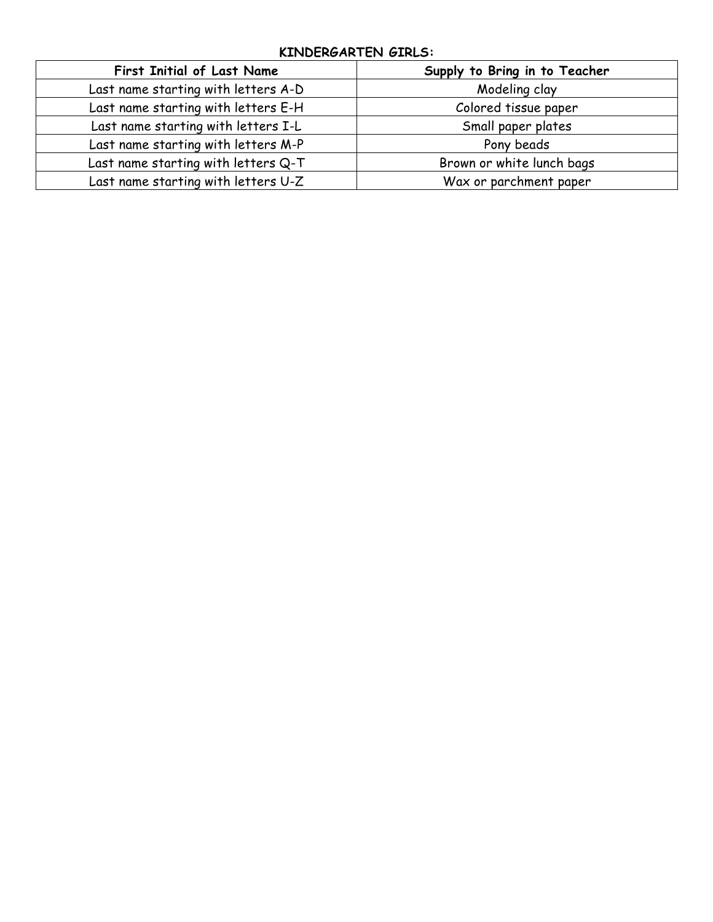**KINDERGARTEN GIRLS:**

| First Initial of Last Name | Supply to Bring in to Teacher |
|---|---|
| Last name starting with letters A-D | Modeling clay |
| Last name starting with letters E-H | Colored tissue paper |
| Last name starting with letters I-L | Small paper plates |
| Last name starting with letters M-P | Pony beads |
| Last name starting with letters Q-T | Brown or white lunch bags |
| Last name starting with letters U-Z | Wax or parchment paper |